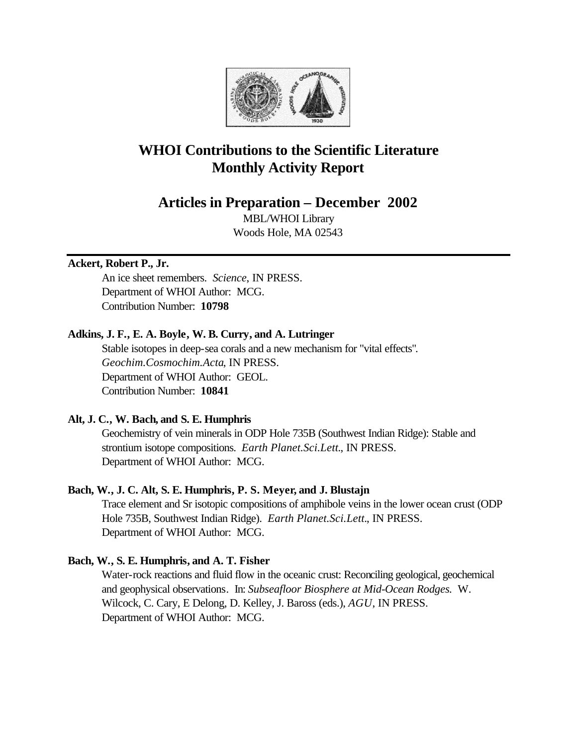# WHOI Contributions to the Scientific Literature
# Monthly Activity Report

## Articles in Preparation – December 2002

MBL/WHOI Library
Woods Hole, MA 02543

---

**Ackert, Robert P., Jr.**

An ice sheet remembers. *Science*, IN PRESS.
Department of WHOI Author: MCG.
Contribution Number: **10798**

**Adkins, J. F., E. A. Boyle, W. B. Curry, and A. Lutringer**

Stable isotopes in deep-sea corals and a new mechanism for "vital effects". *Geochim.Cosmochim.Acta*, IN PRESS.
Department of WHOI Author: GEOL.
Contribution Number: **10841**

**Alt, J. C., W. Bach, and S. E. Humphris**

Geochemistry of vein minerals in ODP Hole 735B (Southwest Indian Ridge): Stable and strontium isotope compositions. *Earth Planet.Sci.Lett.*, IN PRESS.
Department of WHOI Author: MCG.

**Bach, W., J. C. Alt, S. E. Humphris, P. S. Meyer, and J. Blustajn**

Trace element and Sr isotopic compositions of amphibole veins in the lower ocean crust (ODP Hole 735B, Southwest Indian Ridge). *Earth Planet.Sci.Lett.*, IN PRESS.
Department of WHOI Author: MCG.

**Bach, W., S. E. Humphris, and A. T. Fisher**

Water-rock reactions and fluid flow in the oceanic crust: Reconciling geological, geochemical and geophysical observations. In: *Subseafloor Biosphere at Mid-Ocean Rodges.* W. Wilcock, C. Cary, E Delong, D. Kelley, J. Baross (eds.), *AGU*, IN PRESS.
Department of WHOI Author: MCG.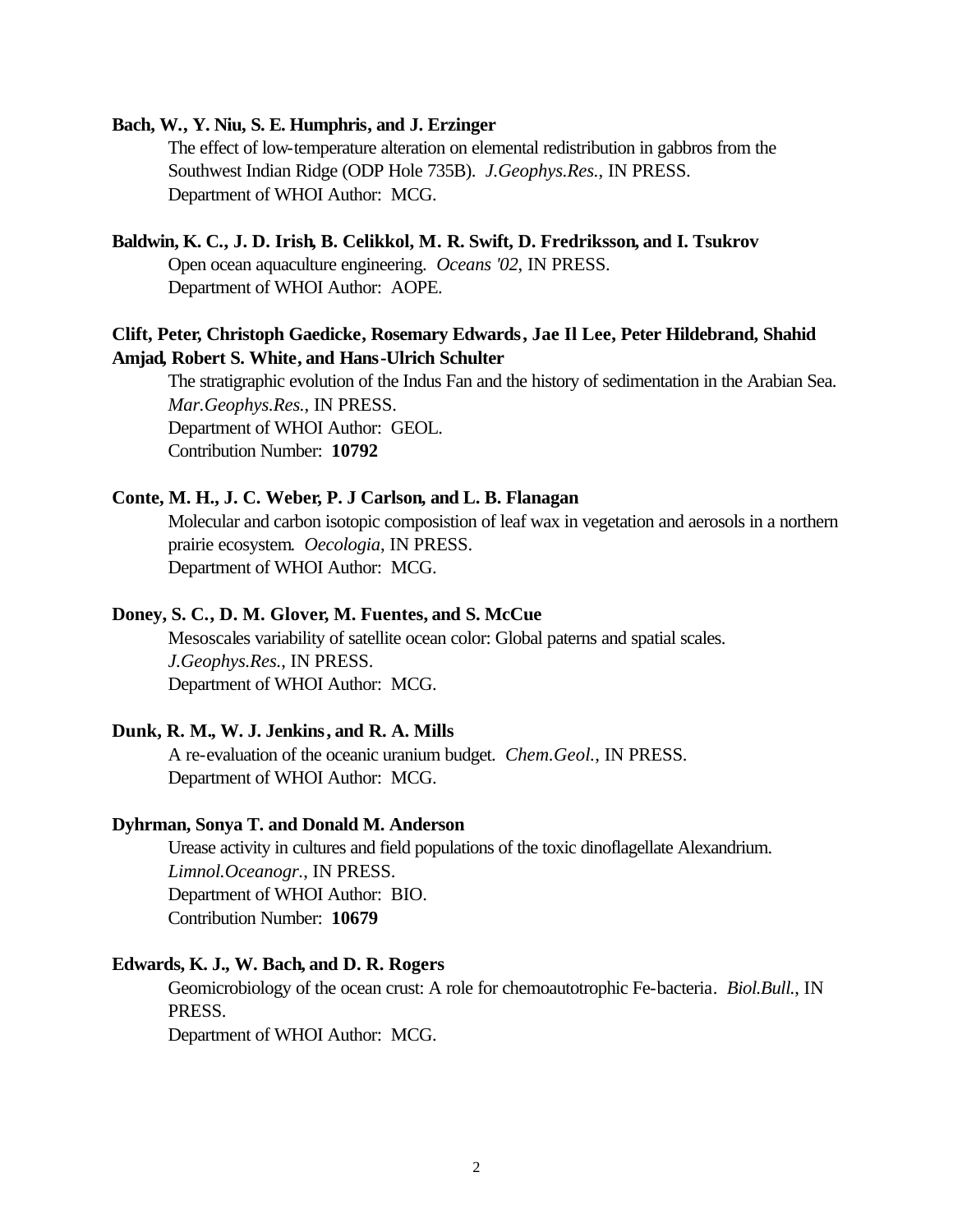**Bach, W., Y. Niu, S. E. Humphris, and J. Erzinger**

The effect of low-temperature alteration on elemental redistribution in gabbros from the Southwest Indian Ridge (ODP Hole 735B). *J.Geophys.Res.*, IN PRESS.
Department of WHOI Author: MCG.

**Baldwin, K. C., J. D. Irish, B. Celikkol, M. R. Swift, D. Fredriksson, and I. Tsukrov**

Open ocean aquaculture engineering. *Oceans '02*, IN PRESS.
Department of WHOI Author: AOPE.

**Clift, Peter, Christoph Gaedicke, Rosemary Edwards, Jae Il Lee, Peter Hildebrand, Shahid Amjad, Robert S. White, and Hans-Ulrich Schulter**

The stratigraphic evolution of the Indus Fan and the history of sedimentation in the Arabian Sea. *Mar.Geophys.Res.*, IN PRESS.
Department of WHOI Author: GEOL.
Contribution Number: **10792**

**Conte, M. H., J. C. Weber, P. J Carlson, and L. B. Flanagan**

Molecular and carbon isotopic composistion of leaf wax in vegetation and aerosols in a northern prairie ecosystem. *Oecologia*, IN PRESS.
Department of WHOI Author: MCG.

**Doney, S. C., D. M. Glover, M. Fuentes, and S. McCue**

Mesoscales variability of satellite ocean color: Global paterns and spatial scales. *J.Geophys.Res.*, IN PRESS.
Department of WHOI Author: MCG.

**Dunk, R. M., W. J. Jenkins, and R. A. Mills**

A re-evaluation of the oceanic uranium budget. *Chem.Geol.*, IN PRESS.
Department of WHOI Author: MCG.

**Dyhrman, Sonya T. and Donald M. Anderson**

Urease activity in cultures and field populations of the toxic dinoflagellate Alexandrium. *Limnol.Oceanogr.*, IN PRESS.
Department of WHOI Author: BIO.
Contribution Number: **10679**

**Edwards, K. J., W. Bach, and D. R. Rogers**

Geomicrobiology of the ocean crust: A role for chemoautotrophic Fe-bacteria. *Biol.Bull.*, IN PRESS.
Department of WHOI Author: MCG.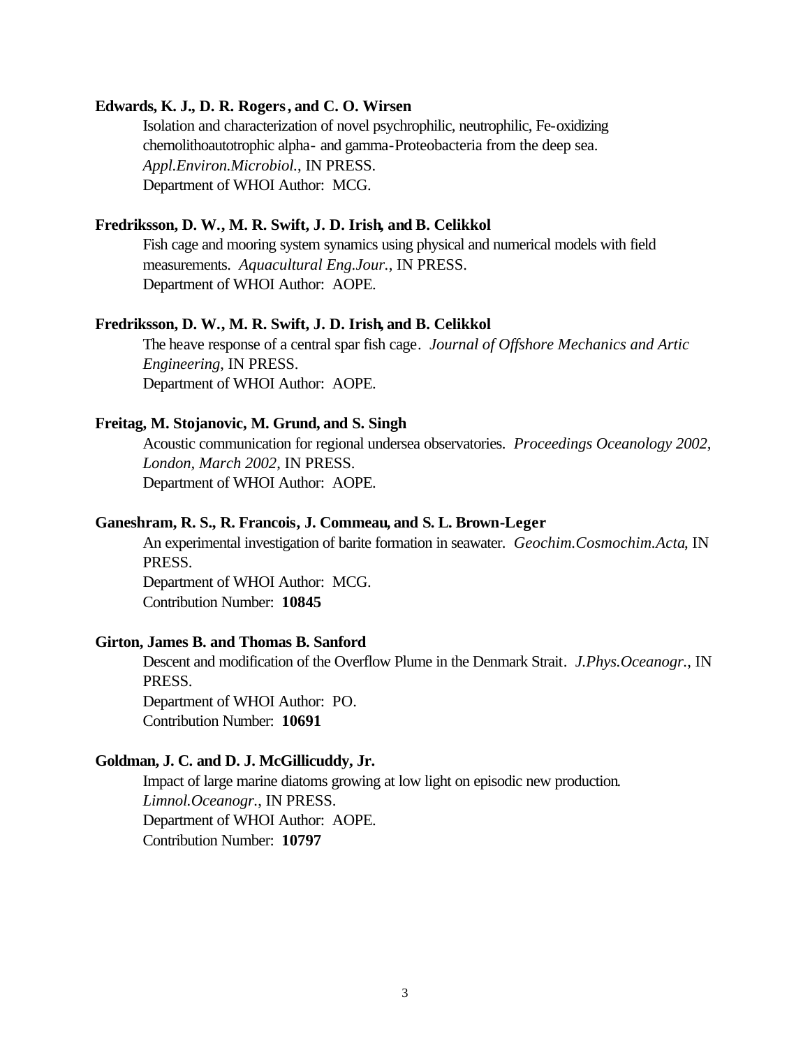**Edwards, K. J., D. R. Rogers, and C. O. Wirsen**

Isolation and characterization of novel psychrophilic, neutrophilic, Fe-oxidizing chemolithoautotrophic alpha- and gamma-Proteobacteria from the deep sea. *Appl.Environ.Microbiol.*, IN PRESS.
Department of WHOI Author: MCG.

**Fredriksson, D. W., M. R. Swift, J. D. Irish, and B. Celikkol**

Fish cage and mooring system synamics using physical and numerical models with field measurements. *Aquacultural Eng.Jour.*, IN PRESS.
Department of WHOI Author: AOPE.

**Fredriksson, D. W., M. R. Swift, J. D. Irish, and B. Celikkol**

The heave response of a central spar fish cage. *Journal of Offshore Mechanics and Artic Engineering*, IN PRESS.
Department of WHOI Author: AOPE.

**Freitag, M. Stojanovic, M. Grund, and S. Singh**

Acoustic communication for regional undersea observatories. *Proceedings Oceanology 2002, London, March 2002*, IN PRESS.
Department of WHOI Author: AOPE.

**Ganeshram, R. S., R. Francois, J. Commeau, and S. L. Brown-Leger**

An experimental investigation of barite formation in seawater. *Geochim.Cosmochim.Acta*, IN PRESS.
Department of WHOI Author: MCG.
Contribution Number: **10845**

**Girton, James B. and Thomas B. Sanford**

Descent and modification of the Overflow Plume in the Denmark Strait. *J.Phys.Oceanogr.*, IN PRESS.
Department of WHOI Author: PO.
Contribution Number: **10691**

**Goldman, J. C. and D. J. McGillicuddy, Jr.**

Impact of large marine diatoms growing at low light on episodic new production. *Limnol.Oceanogr.*, IN PRESS.
Department of WHOI Author: AOPE.
Contribution Number: **10797**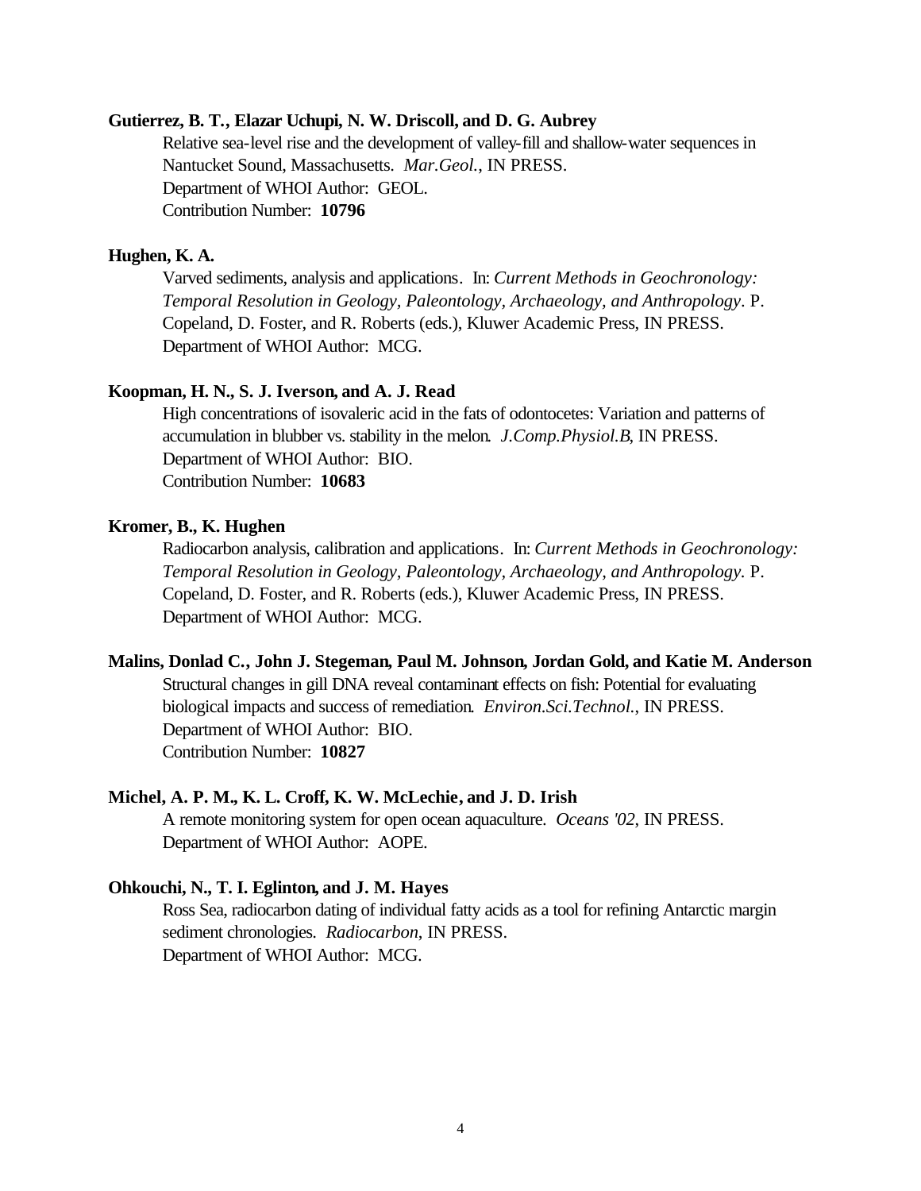**Gutierrez, B. T., Elazar Uchupi, N. W. Driscoll, and D. G. Aubrey**

Relative sea-level rise and the development of valley-fill and shallow-water sequences in Nantucket Sound, Massachusetts. *Mar.Geol.*, IN PRESS.
Department of WHOI Author: GEOL.
Contribution Number: **10796**

**Hughen, K. A.**

Varved sediments, analysis and applications. In: *Current Methods in Geochronology: Temporal Resolution in Geology, Paleontology, Archaeology, and Anthropology*. P. Copeland, D. Foster, and R. Roberts (eds.), Kluwer Academic Press, IN PRESS.
Department of WHOI Author: MCG.

**Koopman, H. N., S. J. Iverson, and A. J. Read**

High concentrations of isovaleric acid in the fats of odontocetes: Variation and patterns of accumulation in blubber vs. stability in the melon. *J.Comp.Physiol.B*, IN PRESS.
Department of WHOI Author: BIO.
Contribution Number: **10683**

**Kromer, B., K. Hughen**

Radiocarbon analysis, calibration and applications. In: *Current Methods in Geochronology: Temporal Resolution in Geology, Paleontology, Archaeology, and Anthropology*. P. Copeland, D. Foster, and R. Roberts (eds.), Kluwer Academic Press, IN PRESS.
Department of WHOI Author: MCG.

**Malins, Donlad C., John J. Stegeman, Paul M. Johnson, Jordan Gold, and Katie M. Anderson**

Structural changes in gill DNA reveal contaminant effects on fish: Potential for evaluating biological impacts and success of remediation. *Environ.Sci.Technol.*, IN PRESS.
Department of WHOI Author: BIO.
Contribution Number: **10827**

**Michel, A. P. M., K. L. Croff, K. W. McLechie, and J. D. Irish**

A remote monitoring system for open ocean aquaculture. *Oceans '02*, IN PRESS.
Department of WHOI Author: AOPE.

**Ohkouchi, N., T. I. Eglinton, and J. M. Hayes**

Ross Sea, radiocarbon dating of individual fatty acids as a tool for refining Antarctic margin sediment chronologies. *Radiocarbon*, IN PRESS.
Department of WHOI Author: MCG.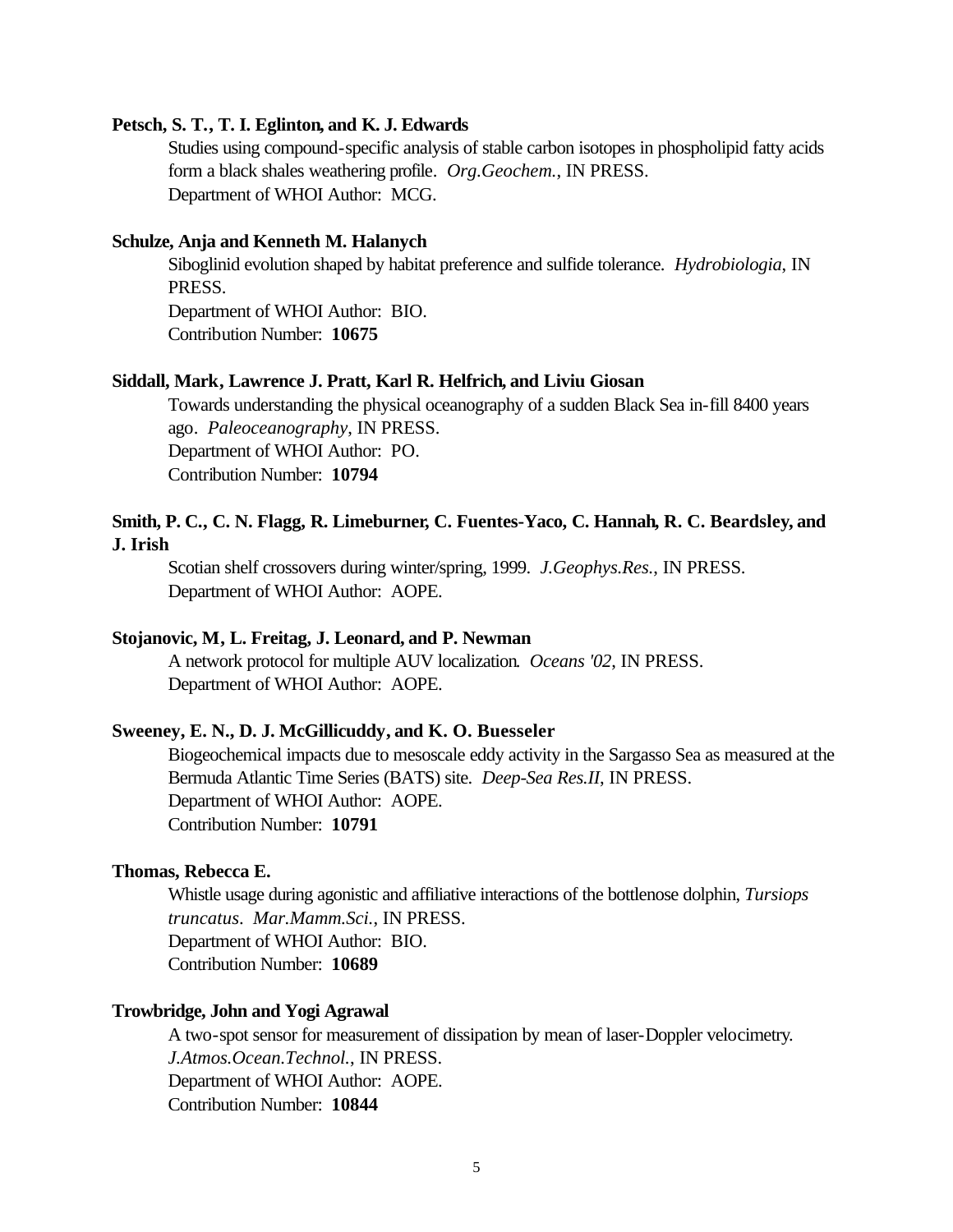**Petsch, S. T., T. I. Eglinton, and K. J. Edwards**

Studies using compound-specific analysis of stable carbon isotopes in phospholipid fatty acids form a black shales weathering profile. *Org.Geochem.*, IN PRESS.
Department of WHOI Author: MCG.

**Schulze, Anja and Kenneth M. Halanych**

Siboglinid evolution shaped by habitat preference and sulfide tolerance. *Hydrobiologia*, IN PRESS.
Department of WHOI Author: BIO.
Contribution Number: **10675**

**Siddall, Mark, Lawrence J. Pratt, Karl R. Helfrich, and Liviu Giosan**

Towards understanding the physical oceanography of a sudden Black Sea in-fill 8400 years ago. *Paleoceanography*, IN PRESS.
Department of WHOI Author: PO.
Contribution Number: **10794**

**Smith, P. C., C. N. Flagg, R. Limeburner, C. Fuentes-Yaco, C. Hannah, R. C. Beardsley, and J. Irish**

Scotian shelf crossovers during winter/spring, 1999. *J.Geophys.Res.*, IN PRESS.
Department of WHOI Author: AOPE.

**Stojanovic, M, L. Freitag, J. Leonard, and P. Newman**

A network protocol for multiple AUV localization. *Oceans '02*, IN PRESS.
Department of WHOI Author: AOPE.

**Sweeney, E. N., D. J. McGillicuddy, and K. O. Buesseler**

Biogeochemical impacts due to mesoscale eddy activity in the Sargasso Sea as measured at the Bermuda Atlantic Time Series (BATS) site. *Deep-Sea Res.II*, IN PRESS.
Department of WHOI Author: AOPE.
Contribution Number: **10791**

**Thomas, Rebecca E.**

Whistle usage during agonistic and affiliative interactions of the bottlenose dolphin, *Tursiops truncatus*. *Mar.Mamm.Sci.*, IN PRESS.
Department of WHOI Author: BIO.
Contribution Number: **10689**

**Trowbridge, John and Yogi Agrawal**

A two-spot sensor for measurement of dissipation by mean of laser-Doppler velocimetry. *J.Atmos.Ocean.Technol.*, IN PRESS.
Department of WHOI Author: AOPE.
Contribution Number: **10844**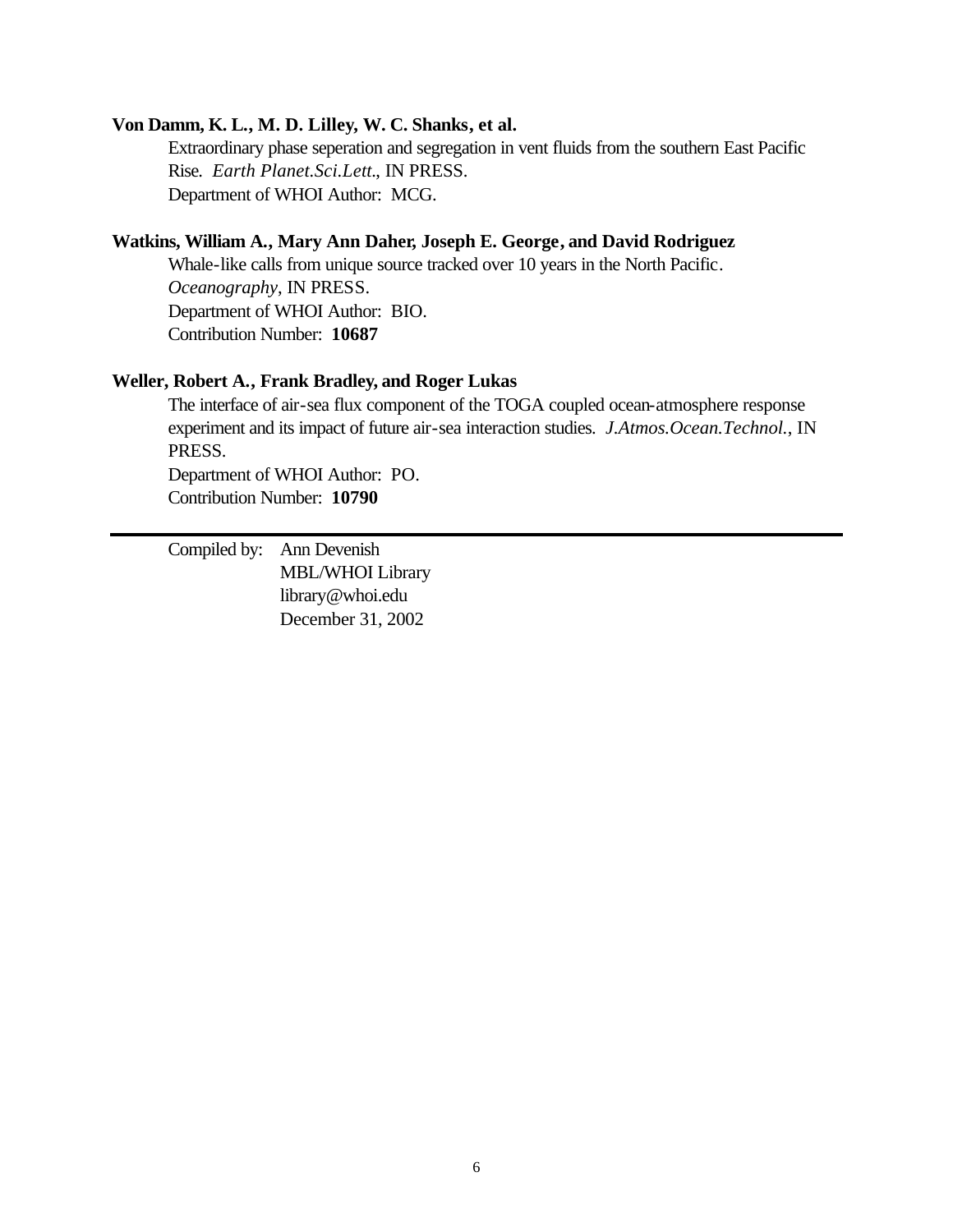**Von Damm, K. L., M. D. Lilley, W. C. Shanks, et al.**

Extraordinary phase seperation and segregation in vent fluids from the southern East Pacific Rise. *Earth Planet.Sci.Lett.*, IN PRESS.
Department of WHOI Author: MCG.

**Watkins, William A., Mary Ann Daher, Joseph E. George, and David Rodriguez**

Whale-like calls from unique source tracked over 10 years in the North Pacific. *Oceanography*, IN PRESS.
Department of WHOI Author: BIO.
Contribution Number: **10687**

**Weller, Robert A., Frank Bradley, and Roger Lukas**

The interface of air-sea flux component of the TOGA coupled ocean-atmosphere response experiment and its impact of future air-sea interaction studies. *J.Atmos.Ocean.Technol.*, IN PRESS.
Department of WHOI Author: PO.
Contribution Number: **10790**

---

Compiled by: Ann Devenish
MBL/WHOI Library
library@whoi.edu
December 31, 2002